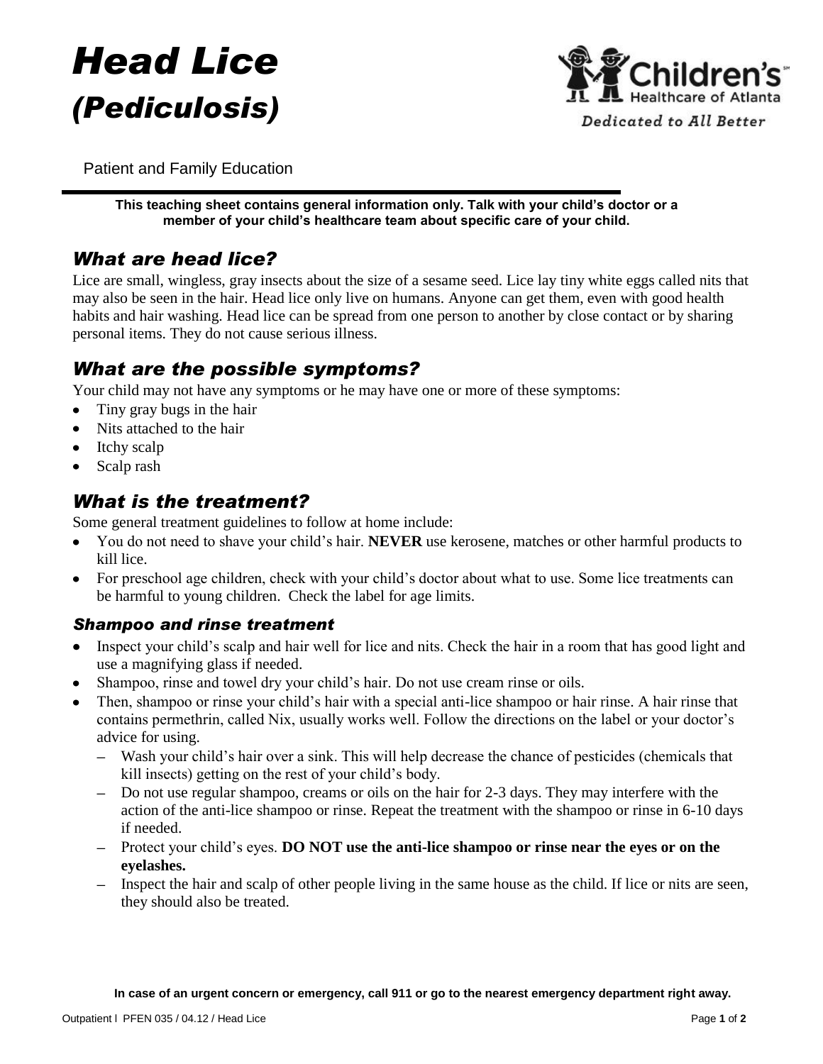# *Head Lice (Pediculosis)*

Children's Healthcare of Atlanta

*Dedicated to All Better*

Patient and Family Education

**This teaching sheet contains general information only. Talk with your child's doctor or a member of your child's healthcare team about specific care of your child.**

## *What are head lice?*

Lice are small, wingless, gray insects about the size of a sesame seed. Lice lay tiny white eggs called nits that may also be seen in the hair. Head lice only live on humans. Anyone can get them, even with good health habits and hair washing. Head lice can be spread from one person to another by close contact or by sharing personal items. They do not cause serious illness.

## *What are the possible symptoms?*

Your child may not have any symptoms or he may have one or more of these symptoms:

- Tiny gray bugs in the hair
- Nits attached to the hair
- Itchy scalp
- Scalp rash

## *What is the treatment?*

Some general treatment guidelines to follow at home include:

- You do not need to shave your child's hair. **NEVER** use kerosene, matches or other harmful products to kill lice.
- For preschool age children, check with your child's doctor about what to use. Some lice treatments can be harmful to young children. Check the label for age limits.

### *Shampoo and rinse treatment*

- Inspect your child's scalp and hair well for lice and nits. Check the hair in a room that has good light and use a magnifying glass if needed.
- Shampoo, rinse and towel dry your child's hair. Do not use cream rinse or oils.
- Then, shampoo or rinse your child's hair with a special anti-lice shampoo or hair rinse. A hair rinse that contains permethrin, called Nix, usually works well. Follow the directions on the label or your doctor's advice for using.
  - Wash your child's hair over a sink. This will help decrease the chance of pesticides (chemicals that kill insects) getting on the rest of your child's body.
  - Do not use regular shampoo, creams or oils on the hair for 2-3 days. They may interfere with the action of the anti-lice shampoo or rinse. Repeat the treatment with the shampoo or rinse in 6-10 days if needed.
  - Protect your child's eyes. **DO NOT use the anti-lice shampoo or rinse near the eyes or on the eyelashes.**
  - Inspect the hair and scalp of other people living in the same house as the child. If lice or nits are seen, they should also be treated.

**In case of an urgent concern or emergency, call 911 or go to the nearest emergency department right away.**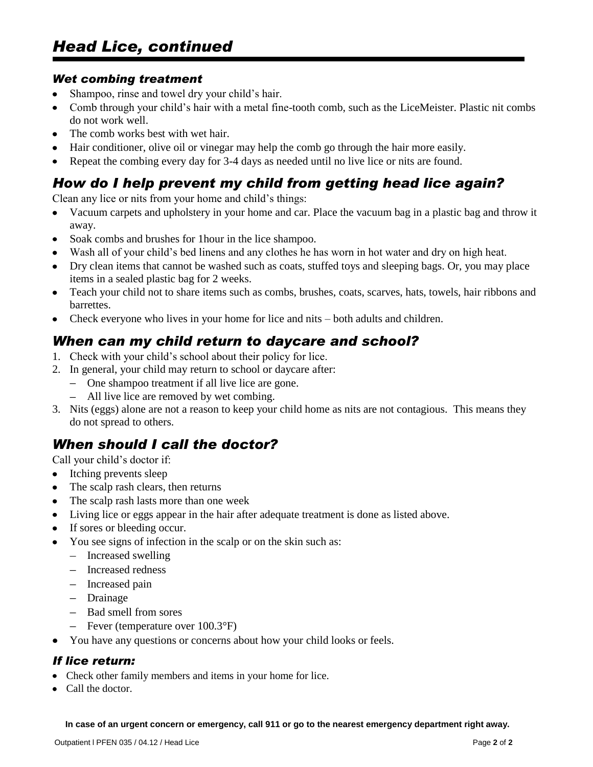# Head Lice, continued

### Wet combing treatment

- Shampoo, rinse and towel dry your child's hair.
- Comb through your child's hair with a metal fine-tooth comb, such as the LiceMeister. Plastic nit combs do not work well.
- The comb works best with wet hair.
- Hair conditioner, olive oil or vinegar may help the comb go through the hair more easily.
- Repeat the combing every day for 3-4 days as needed until no live lice or nits are found.

## How do I help prevent my child from getting head lice again?

Clean any lice or nits from your home and child's things:

- Vacuum carpets and upholstery in your home and car. Place the vacuum bag in a plastic bag and throw it away.
- Soak combs and brushes for 1hour in the lice shampoo.
- Wash all of your child's bed linens and any clothes he has worn in hot water and dry on high heat.
- Dry clean items that cannot be washed such as coats, stuffed toys and sleeping bags. Or, you may place items in a sealed plastic bag for 2 weeks.
- Teach your child not to share items such as combs, brushes, coats, scarves, hats, towels, hair ribbons and barrettes.
- Check everyone who lives in your home for lice and nits – both adults and children.

## When can my child return to daycare and school?

1. Check with your child's school about their policy for lice.
2. In general, your child may return to school or daycare after:
   - One shampoo treatment if all live lice are gone.
   - All live lice are removed by wet combing.
3. Nits (eggs) alone are not a reason to keep your child home as nits are not contagious. This means they do not spread to others.

## When should I call the doctor?

Call your child's doctor if:

- Itching prevents sleep
- The scalp rash clears, then returns
- The scalp rash lasts more than one week
- Living lice or eggs appear in the hair after adequate treatment is done as listed above.
- If sores or bleeding occur.
- You see signs of infection in the scalp or on the skin such as:
  - Increased swelling
  - Increased redness
  - Increased pain
  - Drainage
  - Bad smell from sores
  - Fever (temperature over 100.3°F)
- You have any questions or concerns about how your child looks or feels.

### If lice return:

- Check other family members and items in your home for lice.
- Call the doctor.

**In case of an urgent concern or emergency, call 911 or go to the nearest emergency department right away.**

Outpatient I PFEN 035 / 04.12 / Head Lice